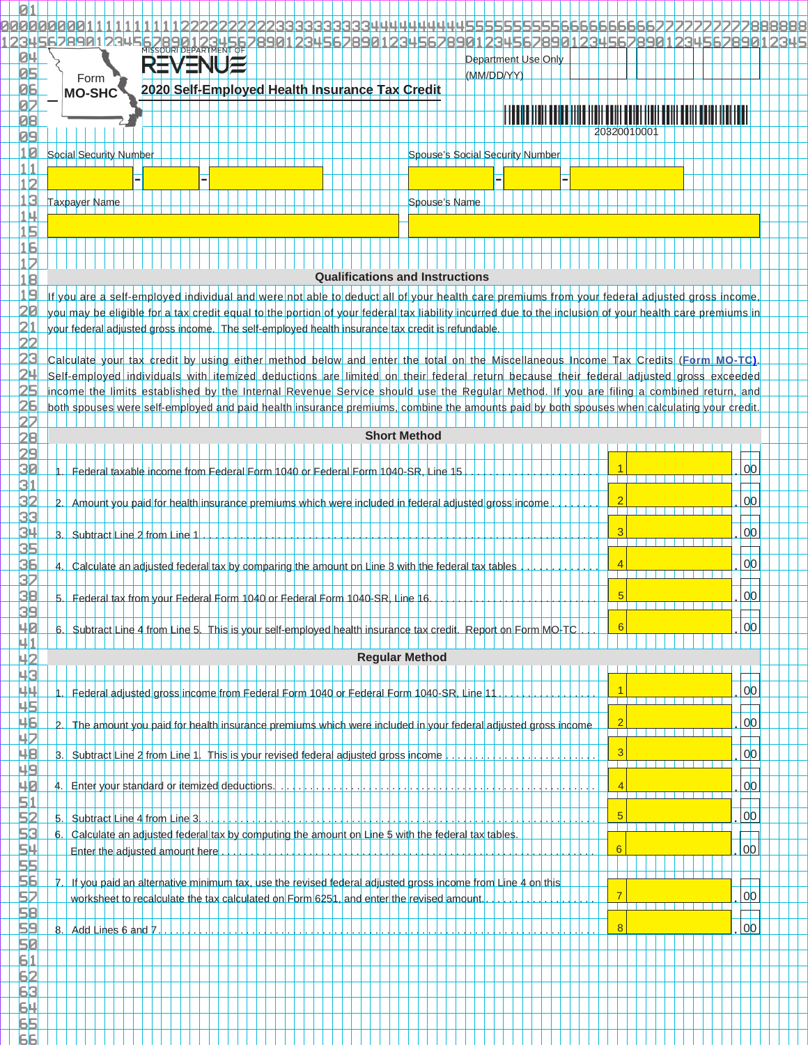MISSOURI DEPARTMENT OF REVENUE

Form MO-SHC

# 2020 Self-Employed Health Insurance Tax Credit

Department Use Only (MM/DD/YY)

20320010001

Social Security Number: ___ - ___ - ___

Spouse's Social Security Number: ___ - ___ - ___

Taxpayer Name: ___

Spouse's Name: ___

## Qualifications and Instructions

If you are a self-employed individual and were not able to deduct all of your health care premiums from your federal adjusted gross income, you may be eligible for a tax credit equal to the portion of your federal tax liability incurred due to the inclusion of your health care premiums in your federal adjusted gross income. The self-employed health insurance tax credit is refundable.

Calculate your tax credit by using either method below and enter the total on the Miscellaneous Income Tax Credits (**Form MO-TC**). Self-employed individuals with itemized deductions are limited on their federal return because their federal adjusted gross income the limits established by the Internal Revenue Service should use the Regular Method. If you are filing a combined return, and both spouses were self-employed and paid health insurance premiums, combine the amounts paid by both spouses when calculating your credit.

## Short Method

| Line | Description | Amount |
|---|---|---|
| 1 | Federal taxable income from Federal Form 1040 or Federal Form 1040-SR, Line 15 | .00 |
| 2 | Amount you paid for health insurance premiums which were included in federal adjusted gross income | .00 |
| 3 | Subtract Line 2 from Line 1 | .00 |
| 4 | Calculate an adjusted federal tax by comparing the amount on Line 3 with the federal tax tables | .00 |
| 5 | Federal tax from your Federal Form 1040 or Federal Form 1040-SR, Line 16 | .00 |
| 6 | Subtract Line 4 from Line 5. This is your self-employed health insurance tax credit. Report on Form MO-TC | .00 |

## Regular Method

| Line | Description | Amount |
|---|---|---|
| 1 | Federal adjusted gross income from Federal Form 1040 or Federal Form 1040-SR, Line 11 | .00 |
| 2 | The amount you paid for health insurance premiums which were included in your federal adjusted gross income | .00 |
| 3 | Subtract Line 2 from Line 1. This is your revised federal adjusted gross income | .00 |
| 4 | Enter your standard or itemized deductions | .00 |
| 5 | Subtract Line 4 from Line 3 | .00 |
| 6 | Calculate an adjusted federal tax by computing the amount on Line 5 with the federal tax tables. Enter the adjusted amount here | .00 |
| 7 | If you paid an alternative minimum tax, use the revised federal adjusted gross income from Line 4 on this worksheet to recalculate the tax calculated on Form 6251, and enter the revised amount | .00 |
| 8 | Add Lines 6 and 7 | .00 |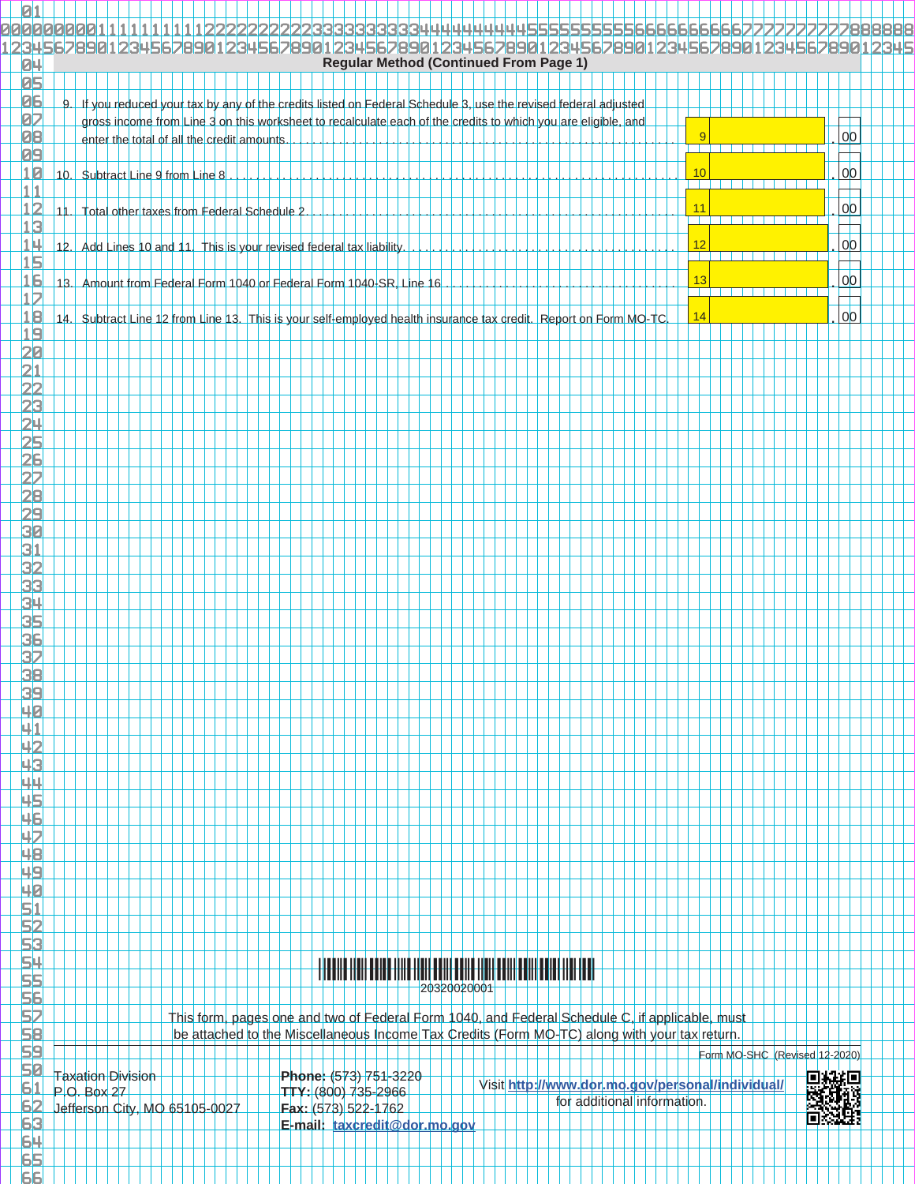## Regular Method (Continued From Page 1)

| | | |
|---|---|---|
| 9. If you reduced your tax by any of the credits listed on Federal Schedule 3, use the revised federal adjusted gross income from Line 3 on this worksheet to recalculate each of the credits to which you are eligible, and enter the total of all the credit amounts | 9 | .00 |
| 10. Subtract Line 9 from Line 8 | 10 | .00 |
| 11. Total other taxes from Federal Schedule 2 | 11 | .00 |
| 12. Add Lines 10 and 11. This is your revised federal tax liability | 12 | .00 |
| 13. Amount from Federal Form 1040 or Federal Form 1040-SR, Line 16 | 13 | .00 |
| 14. Subtract Line 12 from Line 13. This is your self-employed health insurance tax credit. Report on Form MO-TC. | 14 | .00 |

20320020001

This form, pages one and two of Federal Form 1040, and Federal Schedule C, if applicable, must be attached to the Miscellaneous Income Tax Credits (Form MO-TC) along with your tax return.

Form MO-SHC (Revised 12-2020)

Taxation Division
P.O. Box 27
Jefferson City, MO 65105-0027

**Phone:** (573) 751-3220
**TTY:** (800) 735-2966
**Fax:** (573) 522-1762
**E-mail:** taxcredit@dor.mo.gov

Visit http://www.dor.mo.gov/personal/individual/ for additional information.